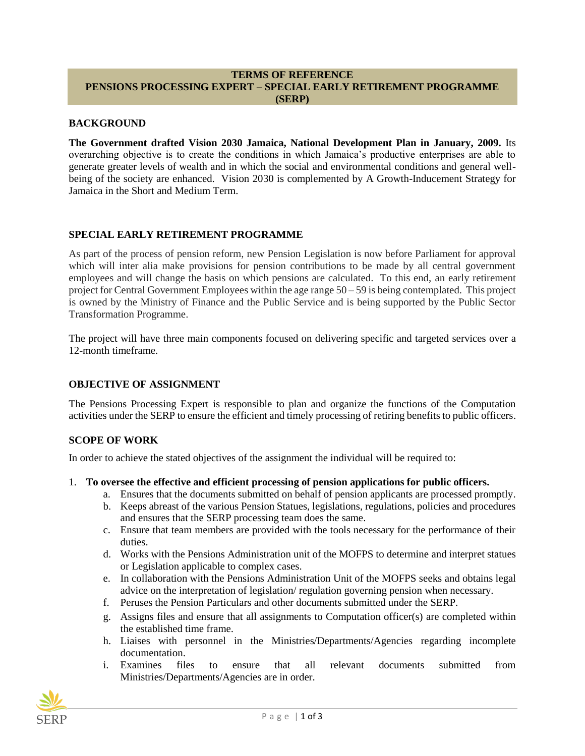# TERMS OF REFERENCE
# PENSIONS PROCESSING EXPERT – SPECIAL EARLY RETIREMENT PROGRAMME (SERP)

## BACKGROUND

**The Government drafted Vision 2030 Jamaica, National Development Plan in January, 2009.** Its overarching objective is to create the conditions in which Jamaica's productive enterprises are able to generate greater levels of wealth and in which the social and environmental conditions and general well-being of the society are enhanced. Vision 2030 is complemented by A Growth-Inducement Strategy for Jamaica in the Short and Medium Term.

## SPECIAL EARLY RETIREMENT PROGRAMME

As part of the process of pension reform, new Pension Legislation is now before Parliament for approval which will inter alia make provisions for pension contributions to be made by all central government employees and will change the basis on which pensions are calculated. To this end, an early retirement project for Central Government Employees within the age range 50 – 59 is being contemplated. This project is owned by the Ministry of Finance and the Public Service and is being supported by the Public Sector Transformation Programme.

The project will have three main components focused on delivering specific and targeted services over a 12-month timeframe.

## OBJECTIVE OF ASSIGNMENT

The Pensions Processing Expert is responsible to plan and organize the functions of the Computation activities under the SERP to ensure the efficient and timely processing of retiring benefits to public officers.

## SCOPE OF WORK

In order to achieve the stated objectives of the assignment the individual will be required to:

1. **To oversee the effective and efficient processing of pension applications for public officers.**
    a. Ensures that the documents submitted on behalf of pension applicants are processed promptly.
    b. Keeps abreast of the various Pension Statues, legislations, regulations, policies and procedures and ensures that the SERP processing team does the same.
    c. Ensure that team members are provided with the tools necessary for the performance of their duties.
    d. Works with the Pensions Administration unit of the MOFPS to determine and interpret statues or Legislation applicable to complex cases.
    e. In collaboration with the Pensions Administration Unit of the MOFPS seeks and obtains legal advice on the interpretation of legislation/ regulation governing pension when necessary.
    f. Peruses the Pension Particulars and other documents submitted under the SERP.
    g. Assigns files and ensure that all assignments to Computation officer(s) are completed within the established time frame.
    h. Liaises with personnel in the Ministries/Departments/Agencies regarding incomplete documentation.
    i. Examines files to ensure that all relevant documents submitted from Ministries/Departments/Agencies are in order.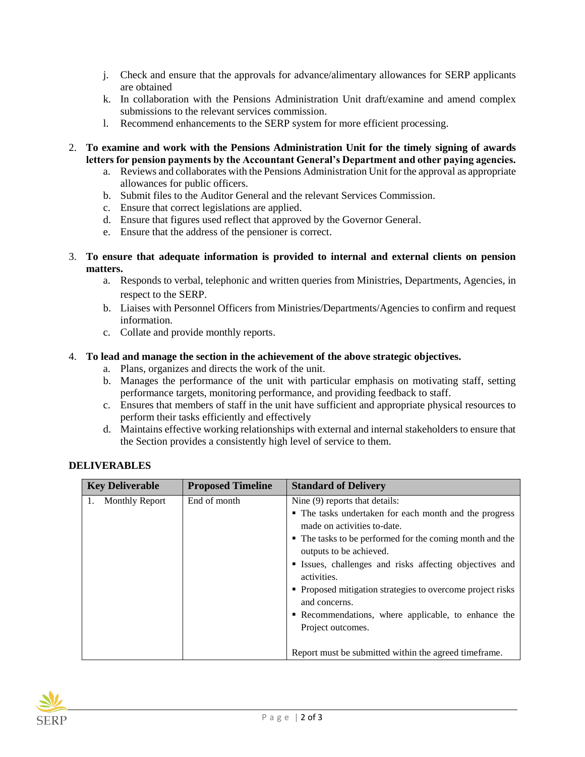j. Check and ensure that the approvals for advance/alimentary allowances for SERP applicants are obtained
k. In collaboration with the Pensions Administration Unit draft/examine and amend complex submissions to the relevant services commission.
l. Recommend enhancements to the SERP system for more efficient processing.

2. **To examine and work with the Pensions Administration Unit for the timely signing of awards letters for pension payments by the Accountant General's Department and other paying agencies.**
    a. Reviews and collaborates with the Pensions Administration Unit for the approval as appropriate allowances for public officers.
    b. Submit files to the Auditor General and the relevant Services Commission.
    c. Ensure that correct legislations are applied.
    d. Ensure that figures used reflect that approved by the Governor General.
    e. Ensure that the address of the pensioner is correct.

3. **To ensure that adequate information is provided to internal and external clients on pension matters.**
    a. Responds to verbal, telephonic and written queries from Ministries, Departments, Agencies, in respect to the SERP.
    b. Liaises with Personnel Officers from Ministries/Departments/Agencies to confirm and request information.
    c. Collate and provide monthly reports.

4. **To lead and manage the section in the achievement of the above strategic objectives.**
    a. Plans, organizes and directs the work of the unit.
    b. Manages the performance of the unit with particular emphasis on motivating staff, setting performance targets, monitoring performance, and providing feedback to staff.
    c. Ensures that members of staff in the unit have sufficient and appropriate physical resources to perform their tasks efficiently and effectively
    d. Maintains effective working relationships with external and internal stakeholders to ensure that the Section provides a consistently high level of service to them.

**DELIVERABLES**

| Key Deliverable | Proposed Timeline | Standard of Delivery |
|---|---|---|
| 1. Monthly Report | End of month | Nine (9) reports that details:<br>▪ The tasks undertaken for each month and the progress made on activities to-date.<br>▪ The tasks to be performed for the coming month and the outputs to be achieved.<br>▪ Issues, challenges and risks affecting objectives and activities.<br>▪ Proposed mitigation strategies to overcome project risks and concerns.<br>▪ Recommendations, where applicable, to enhance the Project outcomes.<br><br>Report must be submitted within the agreed timeframe. |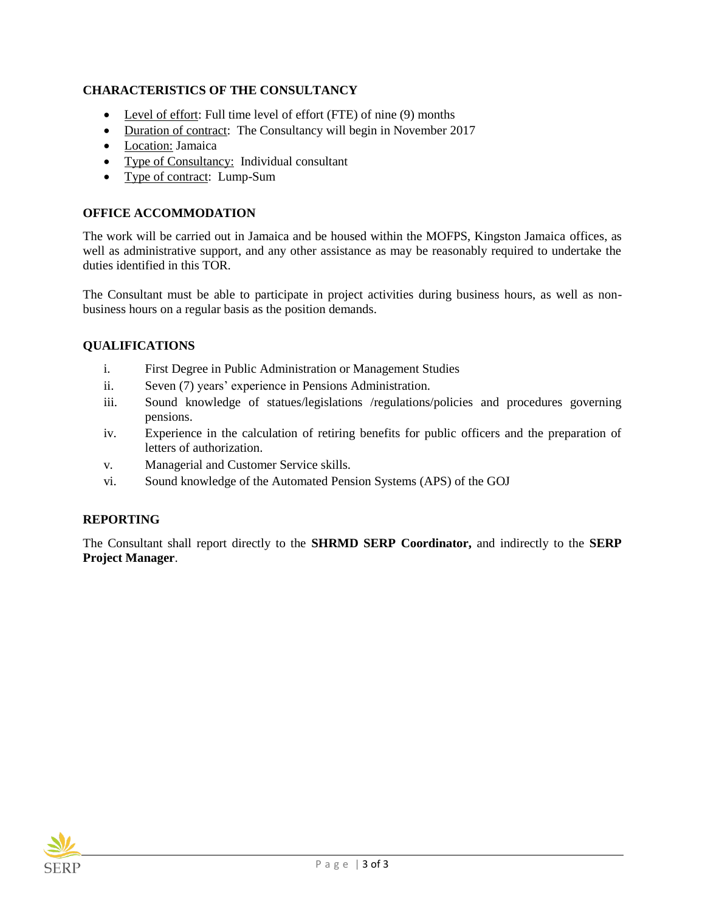## CHARACTERISTICS OF THE CONSULTANCY

- Level of effort: Full time level of effort (FTE) of nine (9) months
- Duration of contract: The Consultancy will begin in November 2017
- Location: Jamaica
- Type of Consultancy: Individual consultant
- Type of contract: Lump-Sum

## OFFICE ACCOMMODATION

The work will be carried out in Jamaica and be housed within the MOFPS, Kingston Jamaica offices, as well as administrative support, and any other assistance as may be reasonably required to undertake the duties identified in this TOR.

The Consultant must be able to participate in project activities during business hours, as well as non-business hours on a regular basis as the position demands.

## QUALIFICATIONS

i. First Degree in Public Administration or Management Studies
ii. Seven (7) years' experience in Pensions Administration.
iii. Sound knowledge of statues/legislations /regulations/policies and procedures governing pensions.
iv. Experience in the calculation of retiring benefits for public officers and the preparation of letters of authorization.
v. Managerial and Customer Service skills.
vi. Sound knowledge of the Automated Pension Systems (APS) of the GOJ

## REPORTING

The Consultant shall report directly to the **SHRMD SERP Coordinator,** and indirectly to the **SERP Project Manager**.